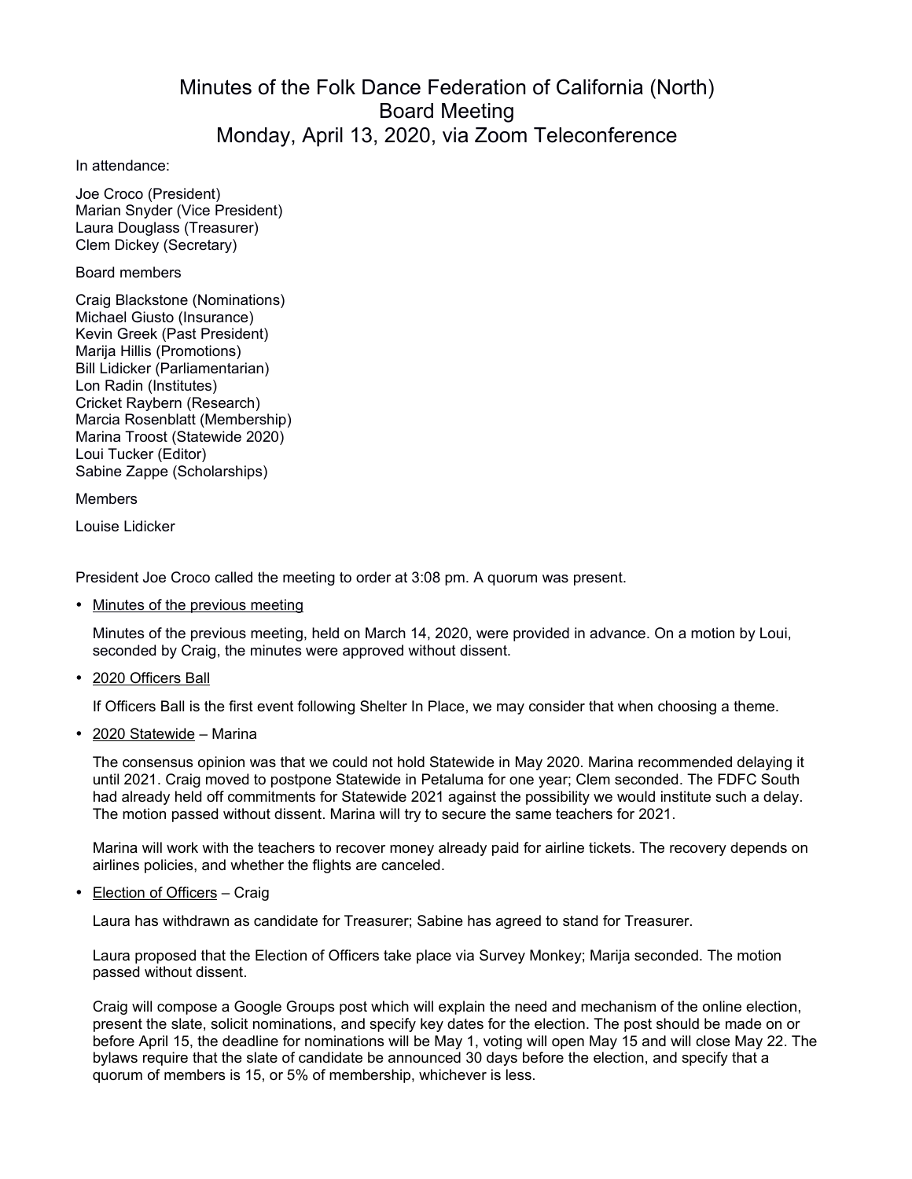# Minutes of the Folk Dance Federation of California (North) Board Meeting Monday, April 13, 2020, via Zoom Teleconference

In attendance:

Joe Croco (President)
Marian Snyder (Vice President)
Laura Douglass (Treasurer)
Clem Dickey (Secretary)

Board members

Craig Blackstone (Nominations)
Michael Giusto (Insurance)
Kevin Greek (Past President)
Marija Hillis (Promotions)
Bill Lidicker (Parliamentarian)
Lon Radin (Institutes)
Cricket Raybern (Research)
Marcia Rosenblatt (Membership)
Marina Troost (Statewide 2020)
Loui Tucker (Editor)
Sabine Zappe (Scholarships)

Members

Louise Lidicker

President Joe Croco called the meeting to order at 3:08 pm. A quorum was present.

- Minutes of the previous meeting

  Minutes of the previous meeting, held on March 14, 2020, were provided in advance. On a motion by Loui, seconded by Craig, the minutes were approved without dissent.

- 2020 Officers Ball

  If Officers Ball is the first event following Shelter In Place, we may consider that when choosing a theme.

- 2020 Statewide – Marina

  The consensus opinion was that we could not hold Statewide in May 2020. Marina recommended delaying it until 2021. Craig moved to postpone Statewide in Petaluma for one year; Clem seconded. The FDFC South had already held off commitments for Statewide 2021 against the possibility we would institute such a delay. The motion passed without dissent. Marina will try to secure the same teachers for 2021.

  Marina will work with the teachers to recover money already paid for airline tickets. The recovery depends on airlines policies, and whether the flights are canceled.

- Election of Officers – Craig

  Laura has withdrawn as candidate for Treasurer; Sabine has agreed to stand for Treasurer.

  Laura proposed that the Election of Officers take place via Survey Monkey; Marija seconded. The motion passed without dissent.

  Craig will compose a Google Groups post which will explain the need and mechanism of the online election, present the slate, solicit nominations, and specify key dates for the election. The post should be made on or before April 15, the deadline for nominations will be May 1, voting will open May 15 and will close May 22. The bylaws require that the slate of candidate be announced 30 days before the election, and specify that a quorum of members is 15, or 5% of membership, whichever is less.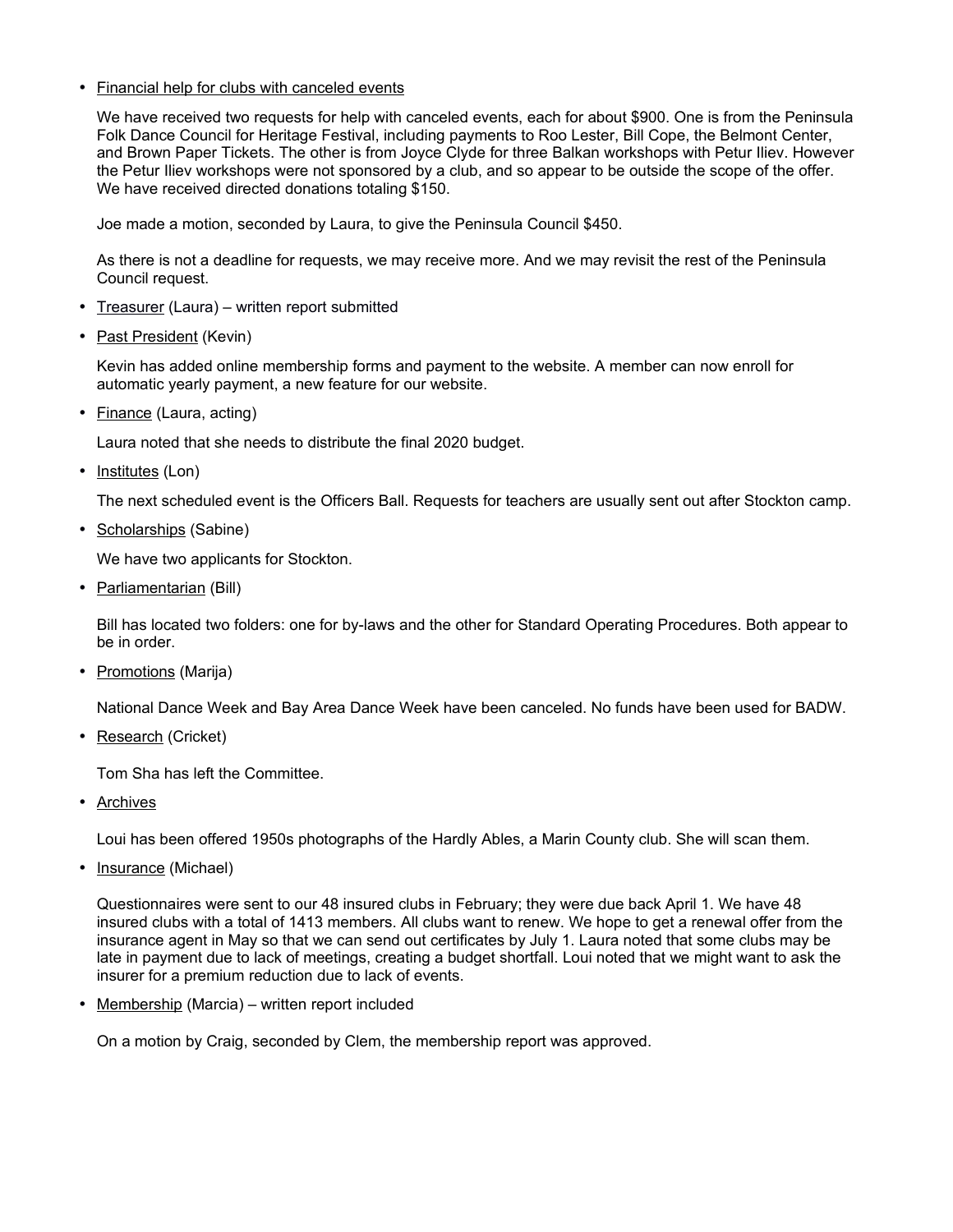- <u>Financial help for clubs with canceled events</u>

  We have received two requests for help with canceled events, each for about $900. One is from the Peninsula Folk Dance Council for Heritage Festival, including payments to Roo Lester, Bill Cope, the Belmont Center, and Brown Paper Tickets. The other is from Joyce Clyde for three Balkan workshops with Petur Iliev. However the Petur Iliev workshops were not sponsored by a club, and so appear to be outside the scope of the offer. We have received directed donations totaling $150.

  Joe made a motion, seconded by Laura, to give the Peninsula Council $450.

  As there is not a deadline for requests, we may receive more. And we may revisit the rest of the Peninsula Council request.

- <u>Treasurer</u> (Laura) – written report submitted

- <u>Past President</u> (Kevin)

  Kevin has added online membership forms and payment to the website. A member can now enroll for automatic yearly payment, a new feature for our website.

- <u>Finance</u> (Laura, acting)

  Laura noted that she needs to distribute the final 2020 budget.

- <u>Institutes</u> (Lon)

  The next scheduled event is the Officers Ball. Requests for teachers are usually sent out after Stockton camp.

- <u>Scholarships</u> (Sabine)

  We have two applicants for Stockton.

- <u>Parliamentarian</u> (Bill)

  Bill has located two folders: one for by-laws and the other for Standard Operating Procedures. Both appear to be in order.

- <u>Promotions</u> (Marija)

  National Dance Week and Bay Area Dance Week have been canceled. No funds have been used for BADW.

- <u>Research</u> (Cricket)

  Tom Sha has left the Committee.

- <u>Archives</u>

  Loui has been offered 1950s photographs of the Hardly Ables, a Marin County club. She will scan them.

- <u>Insurance</u> (Michael)

  Questionnaires were sent to our 48 insured clubs in February; they were due back April 1. We have 48 insured clubs with a total of 1413 members. All clubs want to renew. We hope to get a renewal offer from the insurance agent in May so that we can send out certificates by July 1. Laura noted that some clubs may be late in payment due to lack of meetings, creating a budget shortfall. Loui noted that we might want to ask the insurer for a premium reduction due to lack of events.

- <u>Membership</u> (Marcia) – written report included

  On a motion by Craig, seconded by Clem, the membership report was approved.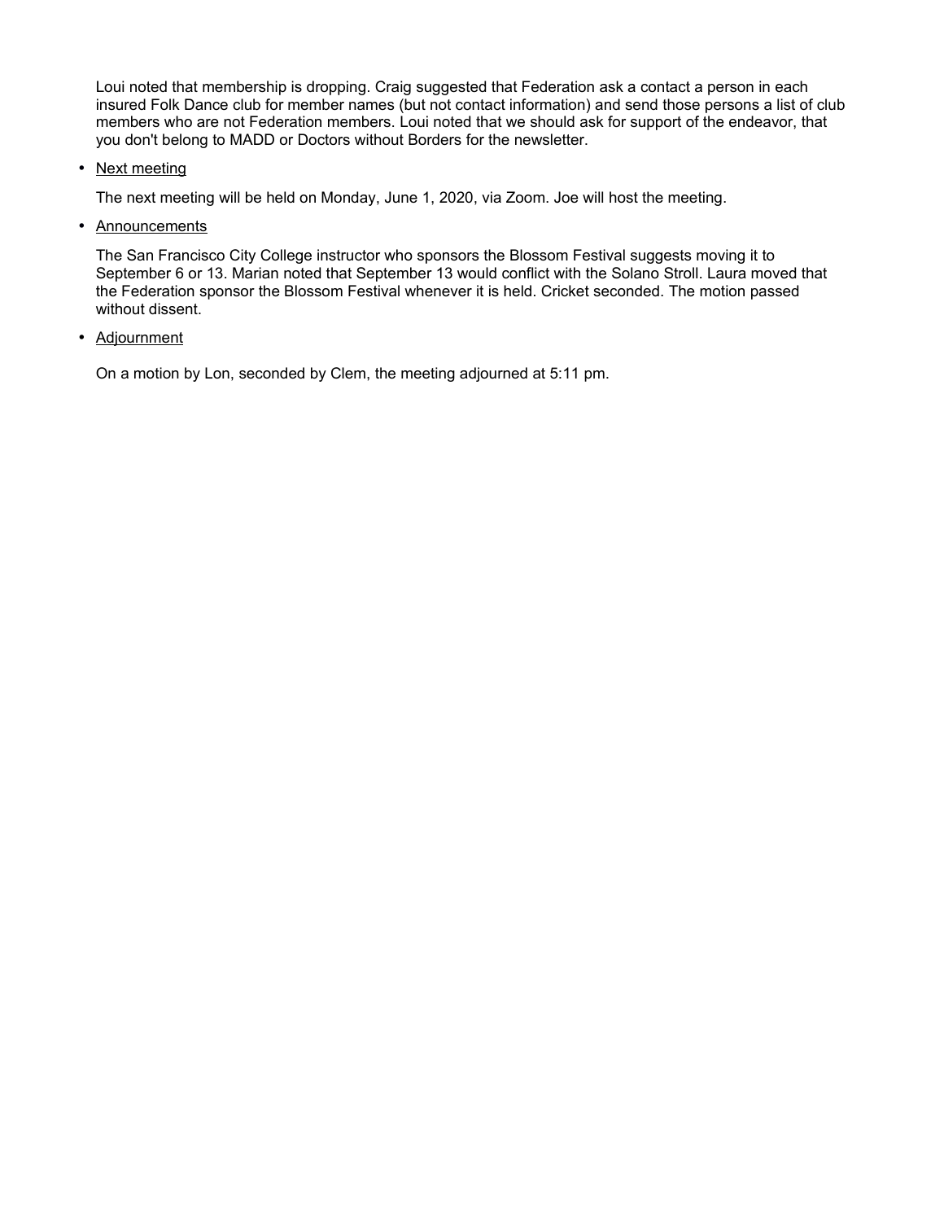Loui noted that membership is dropping. Craig suggested that Federation ask a contact a person in each insured Folk Dance club for member names (but not contact information) and send those persons a list of club members who are not Federation members. Loui noted that we should ask for support of the endeavor, that you don't belong to MADD or Doctors without Borders for the newsletter.

- Next meeting

  The next meeting will be held on Monday, June 1, 2020, via Zoom. Joe will host the meeting.

- Announcements

  The San Francisco City College instructor who sponsors the Blossom Festival suggests moving it to September 6 or 13. Marian noted that September 13 would conflict with the Solano Stroll. Laura moved that the Federation sponsor the Blossom Festival whenever it is held. Cricket seconded. The motion passed without dissent.

- Adjournment

  On a motion by Lon, seconded by Clem, the meeting adjourned at 5:11 pm.